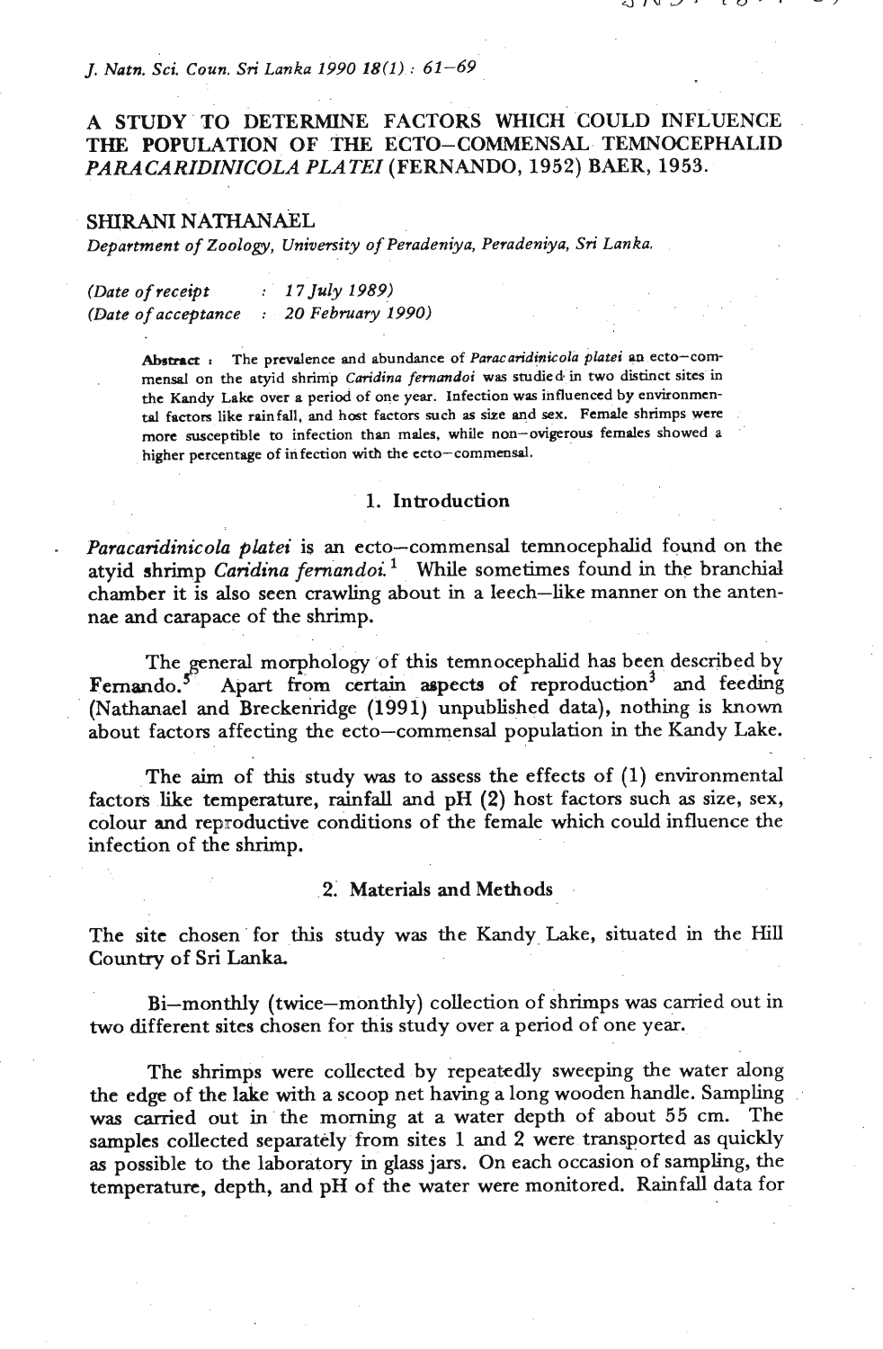# A STUDY TO DETERMINE FACTORS WHICH COULD INFLUENCE THE POPULATION OF THE ECTO–COMMENSAL TEMNOCEPHALID *PARACARIDINICOLA PLATEI* (FERNANDO, 1952) BAER, 1953.

**SHIRANI NATHANAEL**

*Department of Zoology, University of Peradeniya, Peradeniya, Sri Lanka.*

*(Date of receipt : 17 July 1989)*
*(Date of acceptance : 20 February 1990)*

**Abstract :** The prevalence and abundance of *Paracaridinicola platei* an ecto–commensal on the atyid shrimp *Caridina fernandoi* was studied in two distinct sites in the Kandy Lake over a period of one year. Infection was influenced by environmental factors like rainfall, and host factors such as size and sex. Female shrimps were more susceptible to infection than males, while non–ovigerous females showed a higher percentage of infection with the ecto–commensal.

## 1. Introduction

*Paracaridinicola platei* is an ecto–commensal temnocephalid found on the atyid shrimp *Caridina fernandoi.*[1] While sometimes found in the branchial chamber it is also seen crawling about in a leech–like manner on the antennae and carapace of the shrimp.

The general morphology of this temnocephalid has been described by Fernando.[5] Apart from certain aspects of reproduction[3] and feeding (Nathanael and Breckenridge (1991) unpublished data), nothing is known about factors affecting the ecto–commensal population in the Kandy Lake.

The aim of this study was to assess the effects of (1) environmental factors like temperature, rainfall and pH (2) host factors such as size, sex, colour and reproductive conditions of the female which could influence the infection of the shrimp.

## 2. Materials and Methods

The site chosen for this study was the Kandy Lake, situated in the Hill Country of Sri Lanka.

Bi–monthly (twice–monthly) collection of shrimps was carried out in two different sites chosen for this study over a period of one year.

The shrimps were collected by repeatedly sweeping the water along the edge of the lake with a scoop net having a long wooden handle. Sampling was carried out in the morning at a water depth of about 55 cm. The samples collected separately from sites 1 and 2 were transported as quickly as possible to the laboratory in glass jars. On each occasion of sampling, the temperature, depth, and pH of the water were monitored. Rainfall data for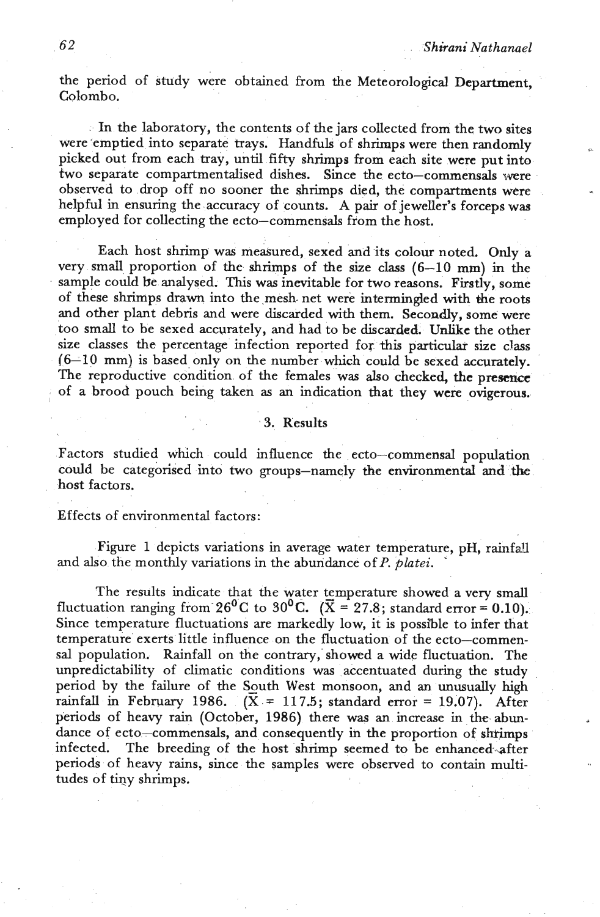the period of study were obtained from the Meteorological Department, Colombo.

In the laboratory, the contents of the jars collected from the two sites were emptied into separate trays. Handfuls of shrimps were then randomly picked out from each tray, until fifty shrimps from each site were put into two separate compartmentalised dishes. Since the ecto–commensals were observed to drop off no sooner the shrimps died, the compartments were helpful in ensuring the accuracy of counts. A pair of jeweller's forceps was employed for collecting the ecto–commensals from the host.

Each host shrimp was measured, sexed and its colour noted. Only a very small proportion of the shrimps of the size class (6–10 mm) in the sample could be analysed. This was inevitable for two reasons. Firstly, some of these shrimps drawn into the mesh net were intermingled with the roots and other plant debris and were discarded with them. Secondly, some were too small to be sexed accurately, and had to be discarded. Unlike the other size classes the percentage infection reported for this particular size class (6–10 mm) is based only on the number which could be sexed accurately. The reproductive condition of the females was also checked, the presence of a brood pouch being taken as an indication that they were ovigerous.

## 3. Results

Factors studied which could influence the ecto–commensal population could be categorised into two groups–namely the environmental and the host factors.

Effects of environmental factors:

Figure 1 depicts variations in average water temperature, pH, rainfall and also the monthly variations in the abundance of *P. platei*.

The results indicate that the water temperature showed a very small fluctuation ranging from $26^0$C to $30^0$C. ($\bar{X}$ = 27.8; standard error = 0.10). Since temperature fluctuations are markedly low, it is possible to infer that temperature exerts little influence on the fluctuation of the ecto–commensal population. Rainfall on the contrary, showed a wide fluctuation. The unpredictability of climatic conditions was accentuated during the study period by the failure of the South West monsoon, and an unusually high rainfall in February 1986. ($\bar{X}$ = 117.5; standard error = 19.07). After periods of heavy rain (October, 1986) there was an increase in the abundance of ecto–commensals, and consequently in the proportion of shrimps infected. The breeding of the host shrimp seemed to be enhanced after periods of heavy rains, since the samples were observed to contain multitudes of tiny shrimps.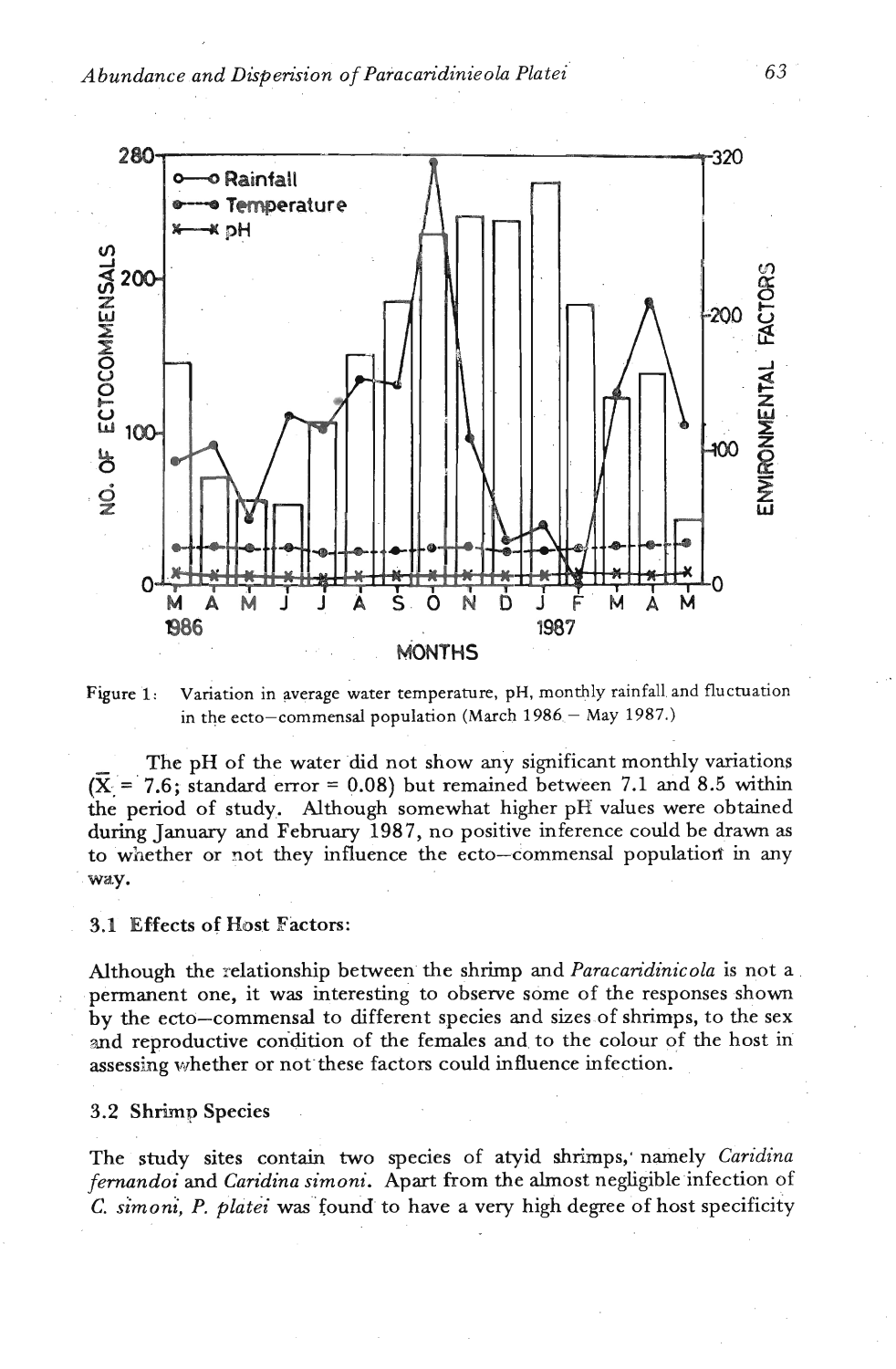Figure 1: Variation in average water temperature, pH, monthly rainfall and fluctuation in the ecto–commensal population (March 1986 – May 1987.)

The pH of the water did not show any significant monthly variations ($\bar{X}$ = 7.6; standard error = 0.08) but remained between 7.1 and 8.5 within the period of study. Although somewhat higher pH values were obtained during January and February 1987, no positive inference could be drawn as to whether or not they influence the ecto–commensal population in any way.

### 3.1 Effects of Host Factors:

Although the relationship between the shrimp and *Paracaridinicola* is not a permanent one, it was interesting to observe some of the responses shown by the ecto–commensal to different species and sizes of shrimps, to the sex and reproductive condition of the females and to the colour of the host in assessing whether or not these factors could influence infection.

### 3.2 Shrimp Species

The study sites contain two species of atyid shrimps, namely *Caridina fernandoi* and *Caridina simoni*. Apart from the almost negligible infection of *C. simoni*, *P. platei* was found to have a very high degree of host specificity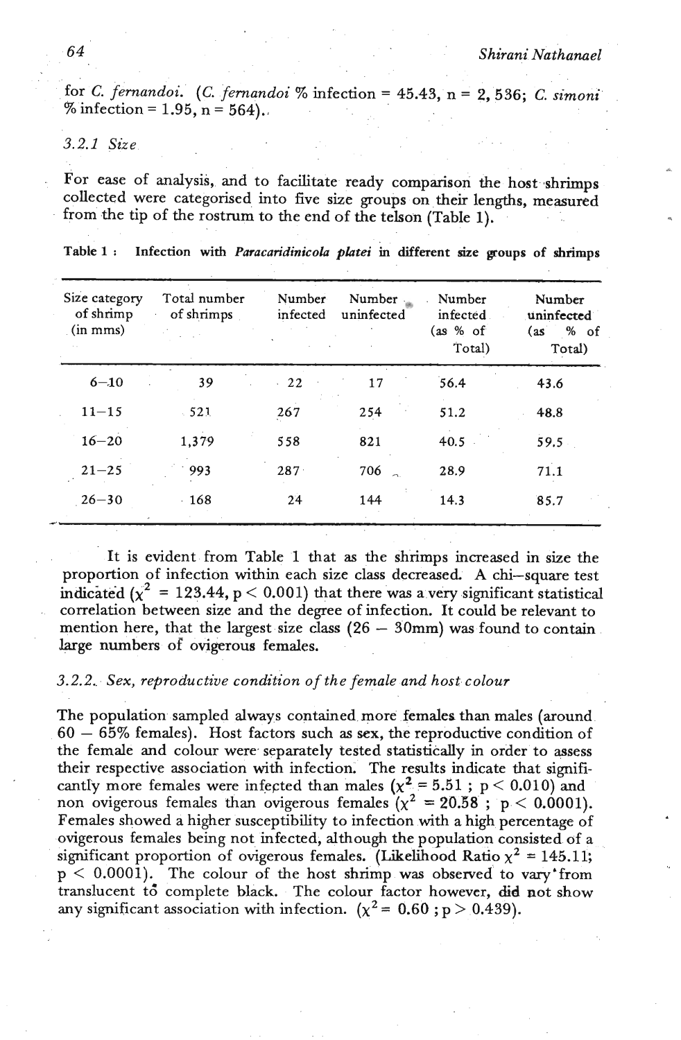for *C. fernandoi*. (*C. fernandoi* % infection = 45.43, n = 2, 536; *C. simoni* % infection = 1.95, n = 564).

### 3.2.1 *Size*

For ease of analysis, and to facilitate ready comparison the host shrimps collected were categorised into five size groups on their lengths, measured from the tip of the rostrum to the end of the telson (Table 1).

**Table 1 : Infection with *Paracaridinicola platei* in different size groups of shrimps**

| Size category of shrimp (in mms) | Total number of shrimps | Number infected | Number uninfected | Number infected (as % of Total) | Number uninfected (as % of Total) |
|---|---|---|---|---|---|
| 6–10 | 39 | 22 | 17 | 56.4 | 43.6 |
| 11–15 | 521 | 267 | 254 | 51.2 | 48.8 |
| 16–20 | 1,379 | 558 | 821 | 40.5 | 59.5 |
| 21–25 | 993 | 287 | 706 | 28.9 | 71.1 |
| 26–30 | 168 | 24 | 144 | 14.3 | 85.7 |

It is evident from Table 1 that as the shrimps increased in size the proportion of infection within each size class decreased. A chi–square test indicated ($\chi^2$ = 123.44, $p < 0.001$) that there was a very significant statistical correlation between size and the degree of infection. It could be relevant to mention here, that the largest size class (26 – 30mm) was found to contain large numbers of ovigerous females.

### 3.2.2. *Sex, reproductive condition of the female and host colour*

The population sampled always contained more females than males (around 60 – 65% females). Host factors such as sex, the reproductive condition of the female and colour were separately tested statistically in order to assess their respective association with infection. The results indicate that significantly more females were infected than males ($\chi^2$ = 5.51 ; $p < 0.010$) and non ovigerous females than ovigerous females ($\chi^2$ = 20.58 ; $p < 0.0001$). Females showed a higher susceptibility to infection with a high percentage of ovigerous females being not infected, although the population consisted of a significant proportion of ovigerous females. (Likelihood Ratio $\chi^2$ = 145.11; $p < 0.0001$). The colour of the host shrimp was observed to vary from translucent to complete black. The colour factor however, did not show any significant association with infection. ($\chi^2$ = 0.60 ; $p > 0.439$).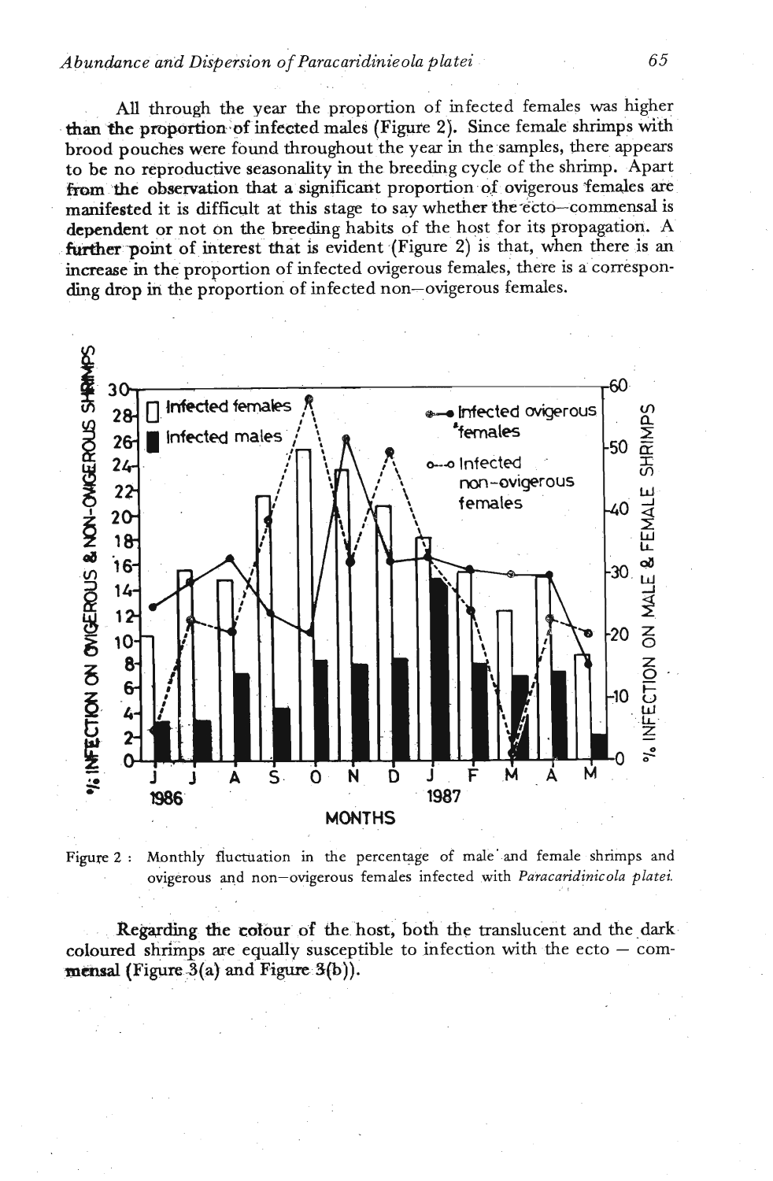All through the year the proportion of infected females was higher than the proportion of infected males (Figure 2). Since female shrimps with brood pouches were found throughout the year in the samples, there appears to be no reproductive seasonality in the breeding cycle of the shrimp. Apart from the observation that a significant proportion of ovigerous females are manifested it is difficult at this stage to say whether the ecto—commensal is dependent or not on the breeding habits of the host for its propagation. A further point of interest that is evident (Figure 2) is that, when there is an increase in the proportion of infected ovigerous females, there is a corresponding drop in the proportion of infected non—ovigerous females.

Figure 2 : Monthly fluctuation in the percentage of male and female shrimps and ovigerous and non—ovigerous females infected with *Paracaridinicola platei.*

Regarding the colour of the host, both the translucent and the dark coloured shrimps are equally susceptible to infection with the ecto — commensal (Figure 3(a) and Figure 3(b)).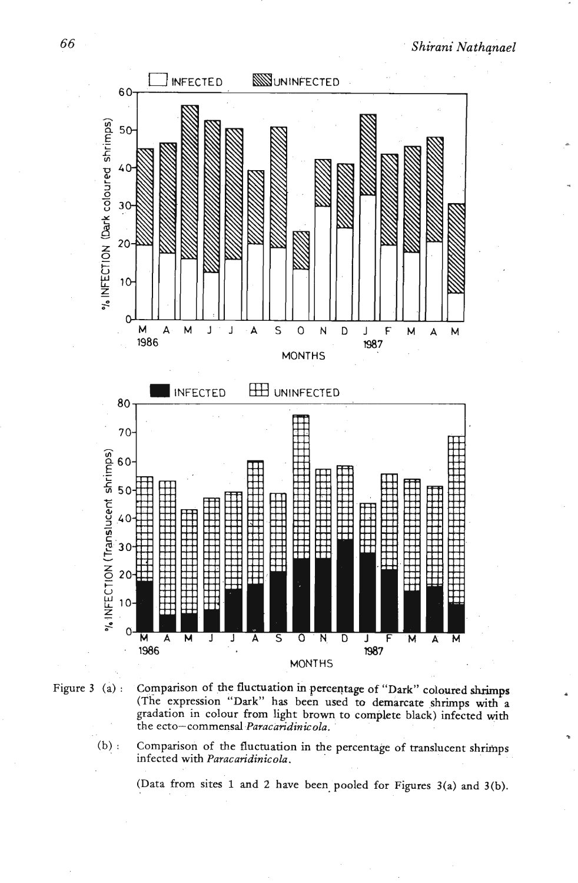Figure 3 (a) : Comparison of the fluctuation in percentage of "Dark" coloured shrimps (The expression "Dark" has been used to demarcate shrimps with a gradation in colour from light brown to complete black) infected with the ecto–commensal *Paracaridinicola*.

(b) : Comparison of the fluctuation in the percentage of translucent shrimps infected with *Paracaridinicola*.

(Data from sites 1 and 2 have been pooled for Figures 3(a) and 3(b).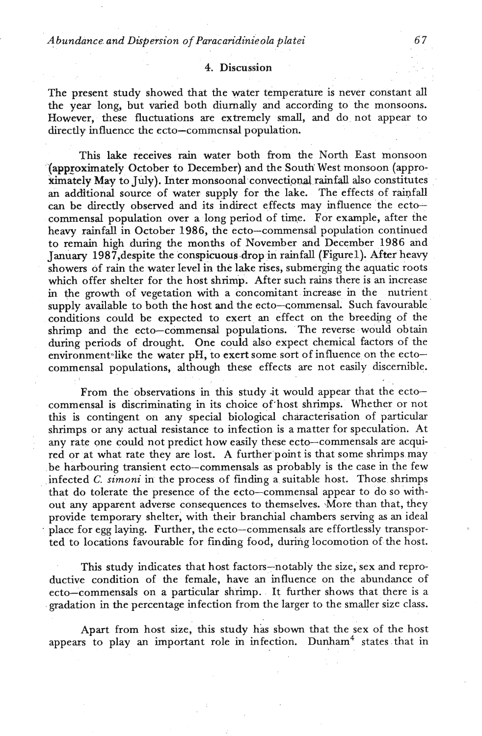## 4. Discussion

The present study showed that the water temperature is never constant all the year long, but varied both diurnally and according to the monsoons. However, these fluctuations are extremely small, and do not appear to directly influence the ecto–commensal population.

This lake receives rain water both from the North East monsoon (approximately October to December) and the South West monsoon (approximately May to July). Inter monsoonal convectional rainfall also constitutes an additional source of water supply for the lake. The effects of rainfall can be directly observed and its indirect effects may influence the ecto–commensal population over a long period of time. For example, after the heavy rainfall in October 1986, the ecto–commensal population continued to remain high during the months of November and December 1986 and January 1987, despite the conspicuous drop in rainfall (Figure1). After heavy showers of rain the water level in the lake rises, submerging the aquatic roots which offer shelter for the host shrimp. After such rains there is an increase in the growth of vegetation with a concomitant increase in the nutrient supply available to both the host and the ecto–commensal. Such favourable conditions could be expected to exert an effect on the breeding of the shrimp and the ecto–commensal populations. The reverse would obtain during periods of drought. One could also expect chemical factors of the environment like the water pH, to exert some sort of influence on the ecto–commensal populations, although these effects are not easily discernible.

From the observations in this study it would appear that the ecto–commensal is discriminating in its choice of host shrimps. Whether or not this is contingent on any special biological characterisation of particular shrimps or any actual resistance to infection is a matter for speculation. At any rate one could not predict how easily these ecto–commensals are acquired or at what rate they are lost. A further point is that some shrimps may be harbouring transient ecto–commensals as probably is the case in the few infected *C. simoni* in the process of finding a suitable host. Those shrimps that do tolerate the presence of the ecto–commensal appear to do so without any apparent adverse consequences to themselves. More than that, they provide temporary shelter, with their branchial chambers serving as an ideal place for egg laying. Further, the ecto–commensals are effortlessly transported to locations favourable for finding food, during locomotion of the host.

This study indicates that host factors–notably the size, sex and reproductive condition of the female, have an influence on the abundance of ecto–commensals on a particular shrimp. It further shows that there is a gradation in the percentage infection from the larger to the smaller size class.

Apart from host size, this study has sbown that the sex of the host appears to play an important role in infection. Dunham[4] states that in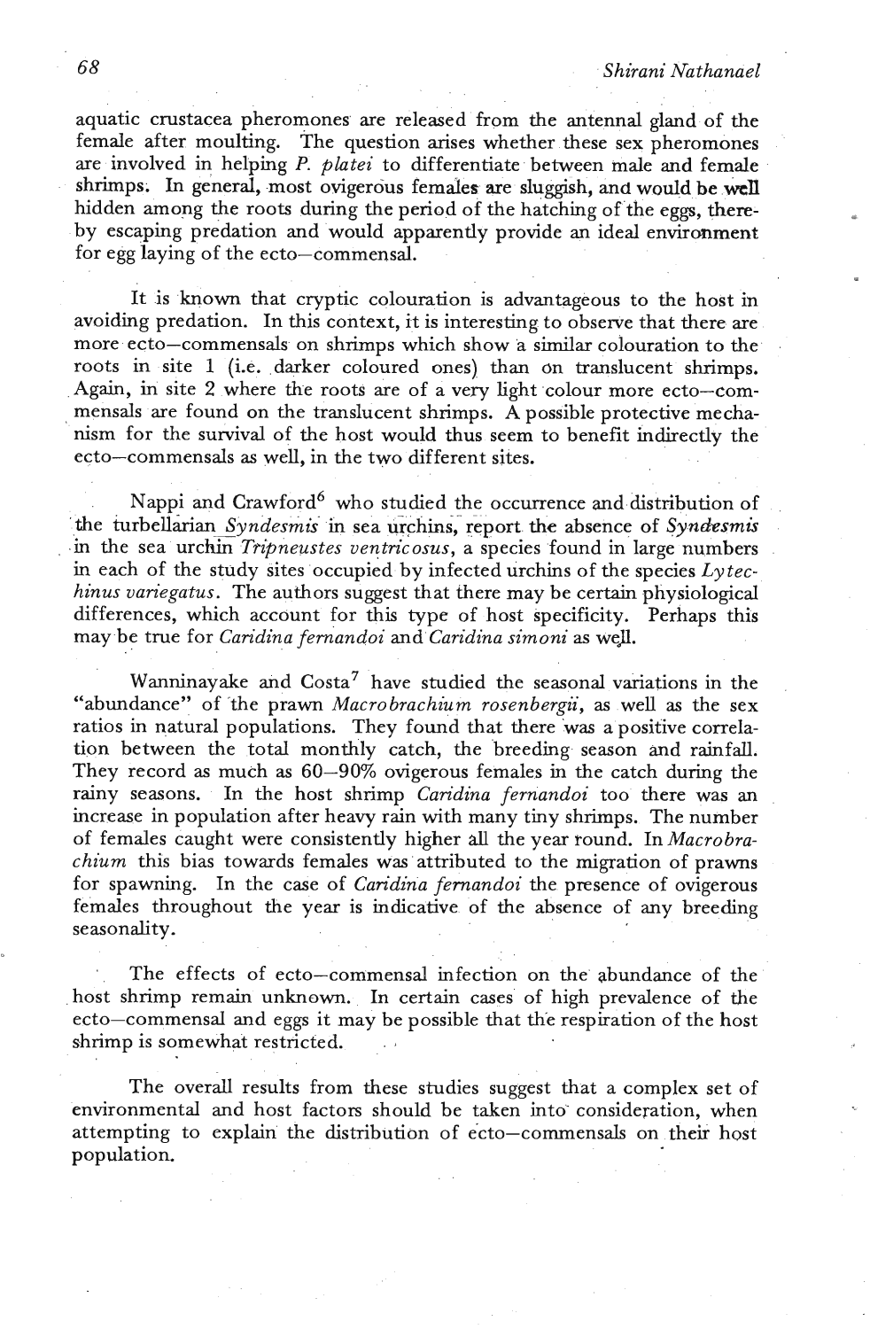aquatic crustacea pheromones are released from the antennal gland of the female after moulting. The question arises whether these sex pheromones are involved in helping *P. platei* to differentiate between male and female shrimps. In general, most ovigerous females are sluggish, and would be well hidden among the roots during the period of the hatching of the eggs, thereby escaping predation and would apparently provide an ideal environment for egg laying of the ecto–commensal.

It is known that cryptic colouration is advantageous to the host in avoiding predation. In this context, it is interesting to observe that there are more ecto–commensals on shrimps which show a similar colouration to the roots in site 1 (i.e. darker coloured ones) than on translucent shrimps. Again, in site 2 where the roots are of a very light colour more ecto–commensals are found on the translucent shrimps. A possible protective mechanism for the survival of the host would thus seem to benefit indirectly the ecto–commensals as well, in the two different sites.

Nappi and Crawford[6] who studied the occurrence and distribution of the turbellarian *Syndesmis* in sea urchins, report the absence of *Syndesmis* in the sea urchin *Tripneustes ventricosus*, a species found in large numbers in each of the study sites occupied by infected urchins of the species *Lytechinus variegatus*. The authors suggest that there may be certain physiological differences, which account for this type of host specificity. Perhaps this may be true for *Caridina fernandoi* and *Caridina simoni* as well.

Wanninayake and Costa[7] have studied the seasonal variations in the "abundance" of the prawn *Macrobrachium rosenbergii*, as well as the sex ratios in natural populations. They found that there was a positive correlation between the total monthly catch, the breeding season and rainfall. They record as much as 60–90% ovigerous females in the catch during the rainy seasons. In the host shrimp *Caridina fernandoi* too there was an increase in population after heavy rain with many tiny shrimps. The number of females caught were consistently higher all the year round. In *Macrobrachium* this bias towards females was attributed to the migration of prawns for spawning. In the case of *Caridina fernandoi* the presence of ovigerous females throughout the year is indicative of the absence of any breeding seasonality.

The effects of ecto–commensal infection on the abundance of the host shrimp remain unknown. In certain cases of high prevalence of the ecto–commensal and eggs it may be possible that the respiration of the host shrimp is somewhat restricted.

The overall results from these studies suggest that a complex set of environmental and host factors should be taken into consideration, when attempting to explain the distribution of ecto–commensals on their host population.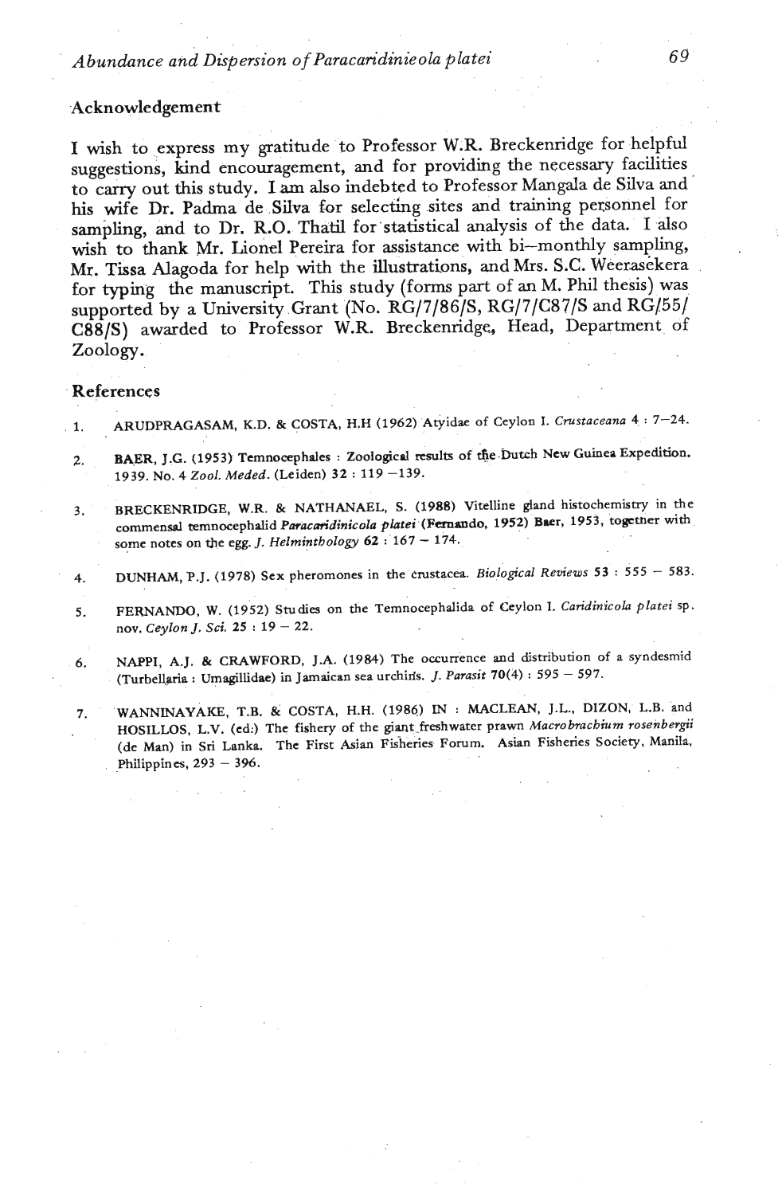## Acknowledgement

I wish to express my gratitude to Professor W.R. Breckenridge for helpful suggestions, kind encouragement, and for providing the necessary facilities to carry out this study. I am also indebted to Professor Mangala de Silva and his wife Dr. Padma de Silva for selecting sites and training personnel for sampling, and to Dr. R.O. Thatil for statistical analysis of the data. I also wish to thank Mr. Lionel Pereira for assistance with bi–monthly sampling, Mr. Tissa Alagoda for help with the illustrations, and Mrs. S.C. Weerasekera for typing the manuscript. This study (forms part of an M. Phil thesis) was supported by a University Grant (No. RG/7/86/S, RG/7/C87/S and RG/55/C88/S) awarded to Professor W.R. Breckenridge, Head, Department of Zoology.

## References

1. ARUDPRAGASAM, K.D. & COSTA, H.H (1962) Atyidae of Ceylon I. *Crustaceana* **4** : 7–24.

2. BAER, J.G. (1953) Temnocephales : Zoological results of the Dutch New Guinea Expedition. 1939. No. 4 *Zool. Meded.* (Leiden) **32** : 119 –139.

3. BRECKENRIDGE, W.R. & NATHANAEL, S. (1988) Vitelline gland histochemistry in the commensal temnocephalid *Paracaridinicola platei* (Fernando, 1952) Baer, 1953, together with some notes on the egg. *J. Helminthology* **62** : 167 – 174.

4. DUNHAM, P.J. (1978) Sex pheromones in the crustacea. *Biological Reviews* **53** : 555 – 583.

5. FERNANDO, W. (1952) Studies on the Temnocephalida of Ceylon I. *Caridinicola platei* sp. nov. *Ceylon J. Sci.* **25** : 19 – 22.

6. NAPPI, A.J. & CRAWFORD, J.A. (1984) The occurrence and distribution of a syndesmid (Turbellaria : Umagillidae) in Jamaican sea urchins. *J. Parasit* **70**(4) : 595 – 597.

7. WANNINAYAKE, T.B. & COSTA, H.H. (1986) IN : MACLEAN, J.L., DIZON, L.B. and HOSILLOS, L.V. (ed.) The fishery of the giant freshwater prawn *Macrobrachium rosenbergii* (de Man) in Sri Lanka. The First Asian Fisheries Forum. Asian Fisheries Society, Manila, Philippines, 293 – 396.